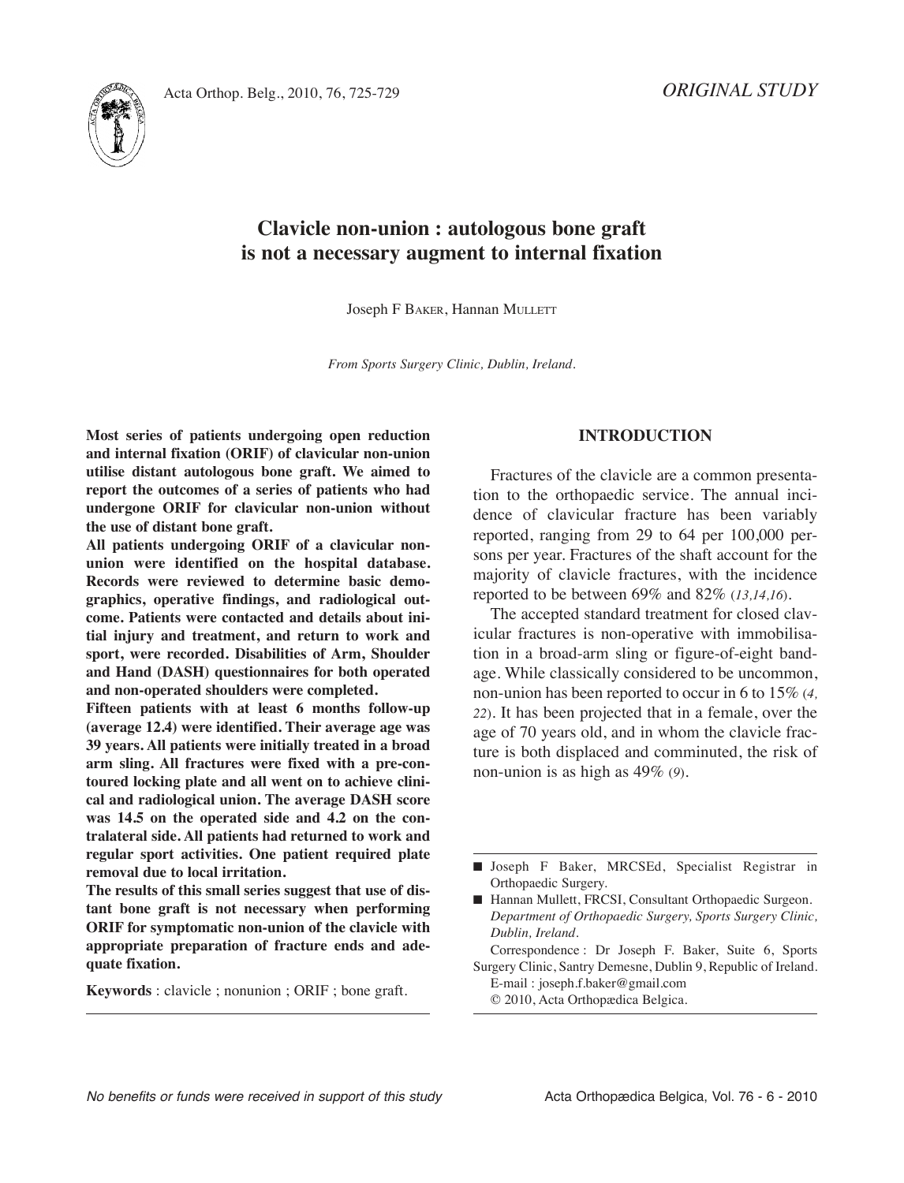*ORIGINAL STUDY*

# Clavicle non-union : autologous bone graft is not a necessary augment to internal fixation

Joseph F BAKER, Hannan MULLETT

*From Sports Surgery Clinic, Dublin, Ireland.*

**Most series of patients undergoing open reduction and internal fixation (ORIF) of clavicular non-union utilise distant autologous bone graft. We aimed to report the outcomes of a series of patients who had undergone ORIF for clavicular non-union without the use of distant bone graft.**

**All patients undergoing ORIF of a clavicular non-union were identified on the hospital database. Records were reviewed to determine basic demographics, operative findings, and radiological outcome. Patients were contacted and details about initial injury and treatment, and return to work and sport, were recorded. Disabilities of Arm, Shoulder and Hand (DASH) questionnaires for both operated and non-operated shoulders were completed.**

**Fifteen patients with at least 6 months follow-up (average 12.4) were identified. Their average age was 39 years. All patients were initially treated in a broad arm sling. All fractures were fixed with a pre-contoured locking plate and all went on to achieve clinical and radiological union. The average DASH score was 14.5 on the operated side and 4.2 on the contralateral side. All patients had returned to work and regular sport activities. One patient required plate removal due to local irritation.**

**The results of this small series suggest that use of distant bone graft is not necessary when performing ORIF for symptomatic non-union of the clavicle with appropriate preparation of fracture ends and adequate fixation.**

**Keywords** : clavicle ; nonunion ; ORIF ; bone graft.

## INTRODUCTION

Fractures of the clavicle are a common presentation to the orthopaedic service. The annual incidence of clavicular fracture has been variably reported, ranging from 29 to 64 per 100,000 persons per year. Fractures of the shaft account for the majority of clavicle fractures, with the incidence reported to be between 69% and 82% (*13,14,16*).

The accepted standard treatment for closed clavicular fractures is non-operative with immobilisation in a broad-arm sling or figure-of-eight bandage. While classically considered to be uncommon, non-union has been reported to occur in 6 to 15% (*4, 22*). It has been projected that in a female, over the age of 70 years old, and in whom the clavicle fracture is both displaced and comminuted, the risk of non-union is as high as 49% (*9*).

---

- Joseph F Baker, MRCSEd, Specialist Registrar in Orthopaedic Surgery.
- Hannan Mullett, FRCSI, Consultant Orthopaedic Surgeon. *Department of Orthopaedic Surgery, Sports Surgery Clinic, Dublin, Ireland.*

Correspondence : Dr Joseph F. Baker, Suite 6, Sports Surgery Clinic, Santry Demesne, Dublin 9, Republic of Ireland. E-mail : joseph.f.baker@gmail.com

© 2010, Acta Orthopædica Belgica.

*No benefits or funds were received in support of this study*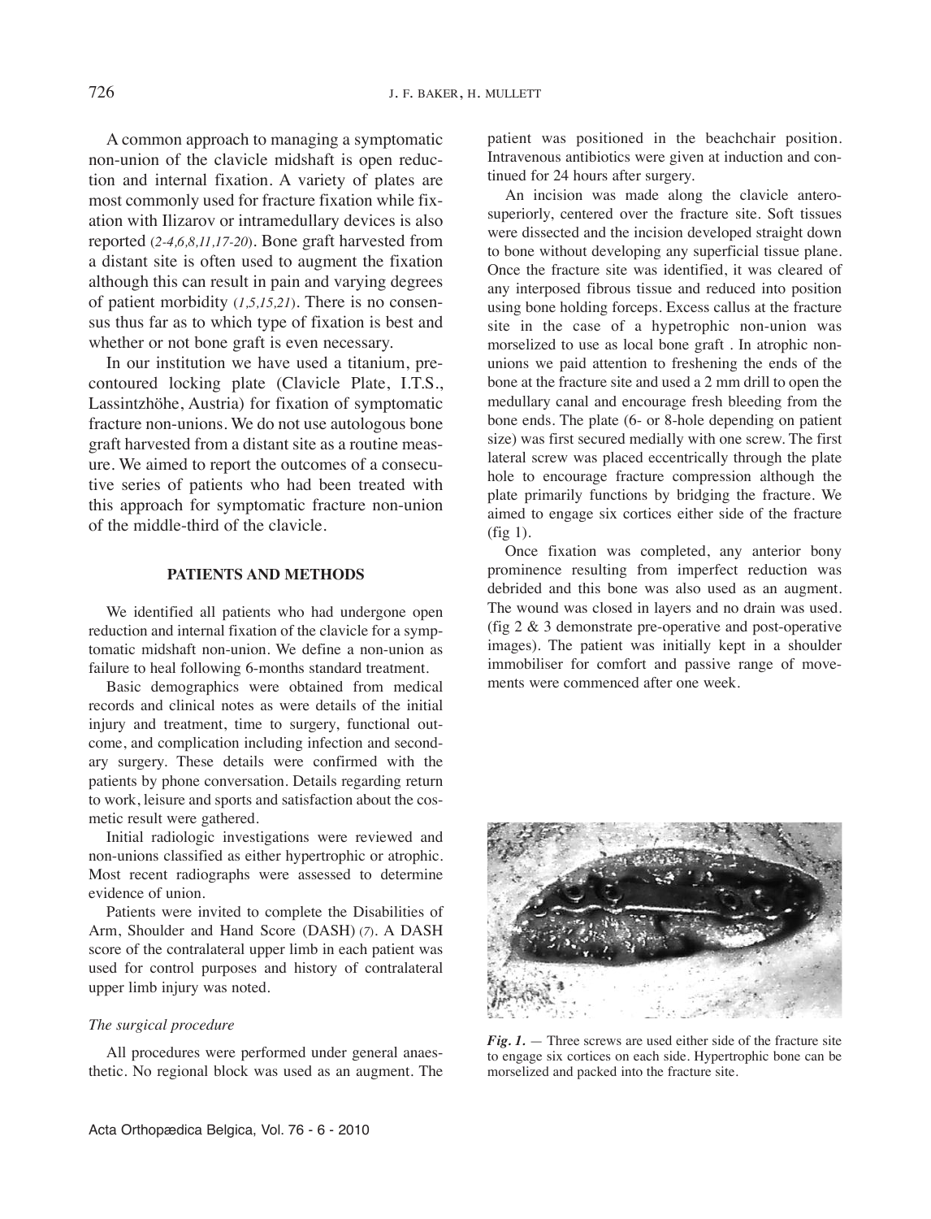A common approach to managing a symptomatic non-union of the clavicle midshaft is open reduction and internal fixation. A variety of plates are most commonly used for fracture fixation while fixation with Ilizarov or intramedullary devices is also reported (2-4,6,8,11,17-20). Bone graft harvested from a distant site is often used to augment the fixation although this can result in pain and varying degrees of patient morbidity (1,5,15,21). There is no consensus thus far as to which type of fixation is best and whether or not bone graft is even necessary.

In our institution we have used a titanium, precontoured locking plate (Clavicle Plate, I.T.S., Lassintzhöhe, Austria) for fixation of symptomatic fracture non-unions. We do not use autologous bone graft harvested from a distant site as a routine measure. We aimed to report the outcomes of a consecutive series of patients who had been treated with this approach for symptomatic fracture non-union of the middle-third of the clavicle.

## PATIENTS AND METHODS

We identified all patients who had undergone open reduction and internal fixation of the clavicle for a symptomatic midshaft non-union. We define a non-union as failure to heal following 6-months standard treatment.

Basic demographics were obtained from medical records and clinical notes as were details of the initial injury and treatment, time to surgery, functional outcome, and complication including infection and secondary surgery. These details were confirmed with the patients by phone conversation. Details regarding return to work, leisure and sports and satisfaction about the cosmetic result were gathered.

Initial radiologic investigations were reviewed and non-unions classified as either hypertrophic or atrophic. Most recent radiographs were assessed to determine evidence of union.

Patients were invited to complete the Disabilities of Arm, Shoulder and Hand Score (DASH) (7). A DASH score of the contralateral upper limb in each patient was used for control purposes and history of contralateral upper limb injury was noted.

### *The surgical procedure*

All procedures were performed under general anaesthetic. No regional block was used as an augment. The patient was positioned in the beachchair position. Intravenous antibiotics were given at induction and continued for 24 hours after surgery.

An incision was made along the clavicle anterosuperiorly, centered over the fracture site. Soft tissues were dissected and the incision developed straight down to bone without developing any superficial tissue plane. Once the fracture site was identified, it was cleared of any interposed fibrous tissue and reduced into position using bone holding forceps. Excess callus at the fracture site in the case of a hypetrophic non-union was morselized to use as local bone graft . In atrophic non-unions we paid attention to freshening the ends of the bone at the fracture site and used a 2 mm drill to open the medullary canal and encourage fresh bleeding from the bone ends. The plate (6- or 8-hole depending on patient size) was first secured medially with one screw. The first lateral screw was placed eccentrically through the plate hole to encourage fracture compression although the plate primarily functions by bridging the fracture. We aimed to engage six cortices either side of the fracture (fig 1).

Once fixation was completed, any anterior bony prominence resulting from imperfect reduction was debrided and this bone was also used as an augment. The wound was closed in layers and no drain was used. (fig 2 & 3 demonstrate pre-operative and post-operative images). The patient was initially kept in a shoulder immobiliser for comfort and passive range of movements were commenced after one week.

***Fig. 1.*** — Three screws are used either side of the fracture site to engage six cortices on each side. Hypertrophic bone can be morselized and packed into the fracture site.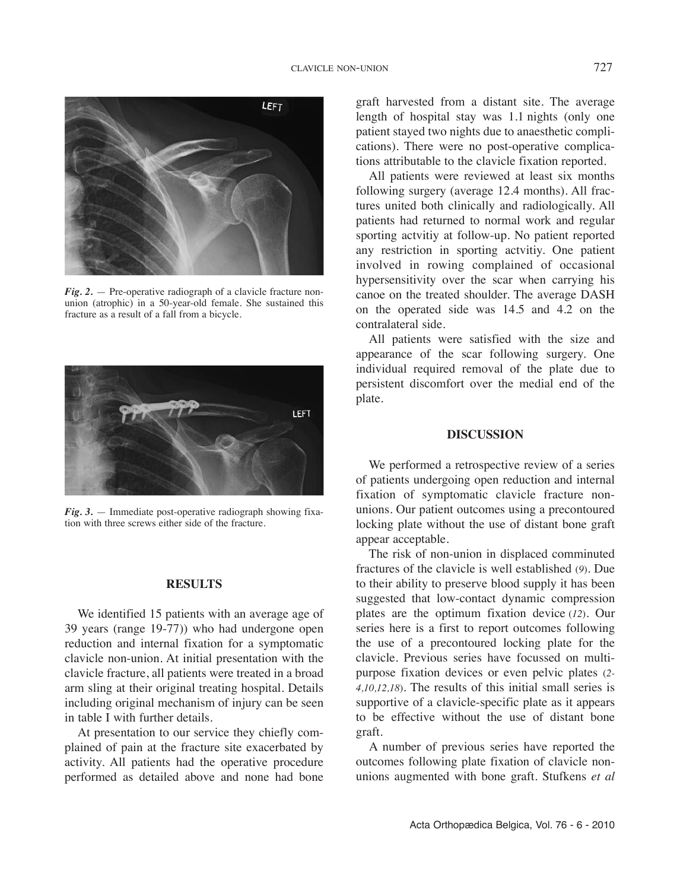*Fig. 2.* — Pre-operative radiograph of a clavicle fracture non-union (atrophic) in a 50-year-old female. She sustained this fracture as a result of a fall from a bicycle.

*Fig. 3.* — Immediate post-operative radiograph showing fixation with three screws either side of the fracture.

## RESULTS

We identified 15 patients with an average age of 39 years (range 19-77)) who had undergone open reduction and internal fixation for a symptomatic clavicle non-union. At initial presentation with the clavicle fracture, all patients were treated in a broad arm sling at their original treating hospital. Details including original mechanism of injury can be seen in table I with further details.

At presentation to our service they chiefly complained of pain at the fracture site exacerbated by activity. All patients had the operative procedure performed as detailed above and none had bone graft harvested from a distant site. The average length of hospital stay was 1.1 nights (only one patient stayed two nights due to anaesthetic complications). There were no post-operative complications attributable to the clavicle fixation reported.

All patients were reviewed at least six months following surgery (average 12.4 months). All fractures united both clinically and radiologically. All patients had returned to normal work and regular sporting actvitiy at follow-up. No patient reported any restriction in sporting actvitiy. One patient involved in rowing complained of occasional hypersensitivity over the scar when carrying his canoe on the treated shoulder. The average DASH on the operated side was 14.5 and 4.2 on the contralateral side.

All patients were satisfied with the size and appearance of the scar following surgery. One individual required removal of the plate due to persistent discomfort over the medial end of the plate.

## DISCUSSION

We performed a retrospective review of a series of patients undergoing open reduction and internal fixation of symptomatic clavicle fracture non-unions. Our patient outcomes using a precontoured locking plate without the use of distant bone graft appear acceptable.

The risk of non-union in displaced comminuted fractures of the clavicle is well established (*9*). Due to their ability to preserve blood supply it has been suggested that low-contact dynamic compression plates are the optimum fixation device (*12*). Our series here is a first to report outcomes following the use of a precontoured locking plate for the clavicle. Previous series have focussed on multi-purpose fixation devices or even pelvic plates (*2-4,10,12,18*). The results of this initial small series is supportive of a clavicle-specific plate as it appears to be effective without the use of distant bone graft.

A number of previous series have reported the outcomes following plate fixation of clavicle non-unions augmented with bone graft. Stufkens *et al*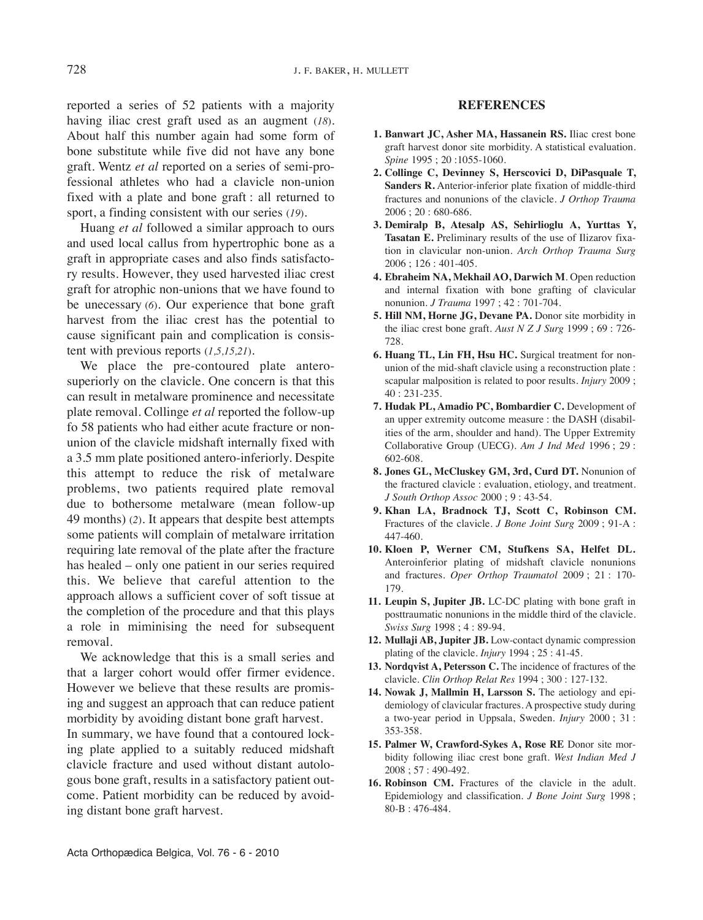reported a series of 52 patients with a majority having iliac crest graft used as an augment (*18*). About half this number again had some form of bone substitute while five did not have any bone graft. Wentz *et al* reported on a series of semi-professional athletes who had a clavicle non-union fixed with a plate and bone graft : all returned to sport, a finding consistent with our series (*19*).

Huang *et al* followed a similar approach to ours and used local callus from hypertrophic bone as a graft in appropriate cases and also finds satisfactory results. However, they used harvested iliac crest graft for atrophic non-unions that we have found to be unecessary (*6*). Our experience that bone graft harvest from the iliac crest has the potential to cause significant pain and complication is consistent with previous reports (*1,5,15,21*).

We place the pre-contoured plate antero-superiorly on the clavicle. One concern is that this can result in metalware prominence and necessitate plate removal. Collinge *et al* reported the follow-up fo 58 patients who had either acute fracture or non-union of the clavicle midshaft internally fixed with a 3.5 mm plate positioned antero-inferiorly. Despite this attempt to reduce the risk of metalware problems, two patients required plate removal due to bothersome metalware (mean follow-up 49 months) (*2*). It appears that despite best attempts some patients will complain of metalware irritation requiring late removal of the plate after the fracture has healed – only one patient in our series required this. We believe that careful attention to the approach allows a sufficient cover of soft tissue at the completion of the procedure and that this plays a role in miminising the need for subsequent removal.

We acknowledge that this is a small series and that a larger cohort would offer firmer evidence. However we believe that these results are promising and suggest an approach that can reduce patient morbidity by avoiding distant bone graft harvest.

In summary, we have found that a contoured locking plate applied to a suitably reduced midshaft clavicle fracture and used without distant autologous bone graft, results in a satisfactory patient outcome. Patient morbidity can be reduced by avoiding distant bone graft harvest.

## REFERENCES

1. **Banwart JC, Asher MA, Hassanein RS.** Iliac crest bone graft harvest donor site morbidity. A statistical evaluation. *Spine* 1995 ; 20 :1055-1060.
2. **Collinge C, Devinney S, Herscovici D, DiPasquale T, Sanders R.** Anterior-inferior plate fixation of middle-third fractures and nonunions of the clavicle. *J Orthop Trauma* 2006 ; 20 : 680-686.
3. **Demiralp B, Atesalp AS, Sehirlioglu A, Yurttas Y, Tasatan E.** Preliminary results of the use of Ilizarov fixation in clavicular non-union. *Arch Orthop Trauma Surg* 2006 ; 126 : 401-405.
4. **Ebraheim NA, Mekhail AO, Darwich M**. Open reduction and internal fixation with bone grafting of clavicular nonunion. *J Trauma* 1997 ; 42 : 701-704.
5. **Hill NM, Horne JG, Devane PA.** Donor site morbidity in the iliac crest bone graft. *Aust N Z J Surg* 1999 ; 69 : 726-728.
6. **Huang TL, Lin FH, Hsu HC.** Surgical treatment for nonunion of the mid-shaft clavicle using a reconstruction plate : scapular malposition is related to poor results. *Injury* 2009 ; 40 : 231-235.
7. **Hudak PL, Amadio PC, Bombardier C.** Development of an upper extremity outcome measure : the DASH (disabilities of the arm, shoulder and hand). The Upper Extremity Collaborative Group (UECG). *Am J Ind Med* 1996 ; 29 : 602-608.
8. **Jones GL, McCluskey GM, 3rd, Curd DT.** Nonunion of the fractured clavicle : evaluation, etiology, and treatment. *J South Orthop Assoc* 2000 ; 9 : 43-54.
9. **Khan LA, Bradnock TJ, Scott C, Robinson CM.** Fractures of the clavicle. *J Bone Joint Surg* 2009 ; 91-A : 447-460.
10. **Kloen P, Werner CM, Stufkens SA, Helfet DL.** Anteroinferior plating of midshaft clavicle nonunions and fractures. *Oper Orthop Traumatol* 2009 ; 21 : 170-179.
11. **Leupin S, Jupiter JB.** LC-DC plating with bone graft in posttraumatic nonunions in the middle third of the clavicle. *Swiss Surg* 1998 ; 4 : 89-94.
12. **Mullaji AB, Jupiter JB.** Low-contact dynamic compression plating of the clavicle. *Injury* 1994 ; 25 : 41-45.
13. **Nordqvist A, Petersson C.** The incidence of fractures of the clavicle. *Clin Orthop Relat Res* 1994 ; 300 : 127-132.
14. **Nowak J, Mallmin H, Larsson S.** The aetiology and epidemiology of clavicular fractures. A prospective study during a two-year period in Uppsala, Sweden. *Injury* 2000 ; 31 : 353-358.
15. **Palmer W, Crawford-Sykes A, Rose RE** Donor site morbidity following iliac crest bone graft. *West Indian Med J* 2008 ; 57 : 490-492.
16. **Robinson CM.** Fractures of the clavicle in the adult. Epidemiology and classification. *J Bone Joint Surg* 1998 ; 80-B : 476-484.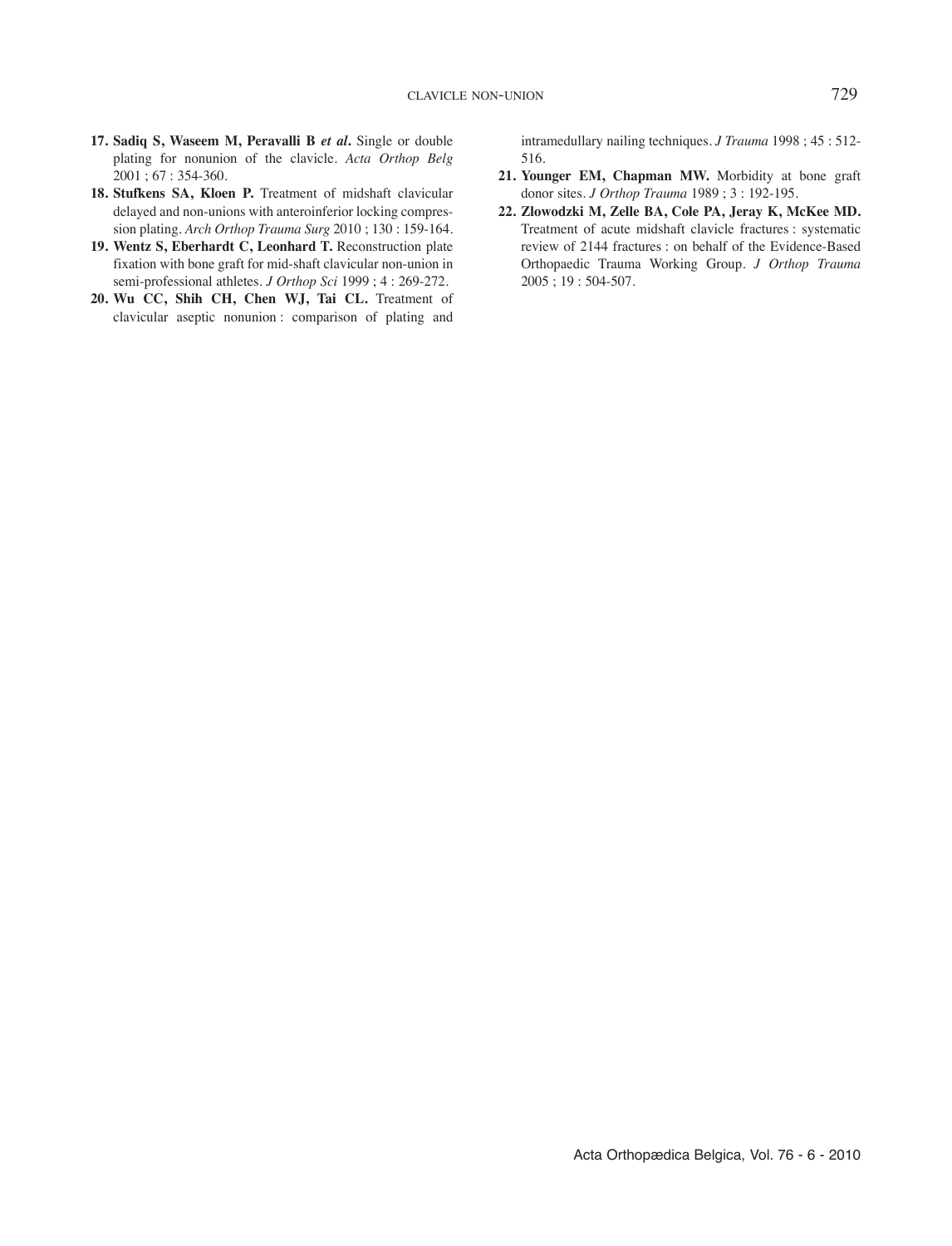17. **Sadiq S, Waseem M, Peravalli B *et al*.** Single or double plating for nonunion of the clavicle. *Acta Orthop Belg* 2001 ; 67 : 354-360.
18. **Stufkens SA, Kloen P.** Treatment of midshaft clavicular delayed and non-unions with anteroinferior locking compression plating. *Arch Orthop Trauma Surg* 2010 ; 130 : 159-164.
19. **Wentz S, Eberhardt C, Leonhard T.** Reconstruction plate fixation with bone graft for mid-shaft clavicular non-union in semi-professional athletes. *J Orthop Sci* 1999 ; 4 : 269-272.
20. **Wu CC, Shih CH, Chen WJ, Tai CL.** Treatment of clavicular aseptic nonunion : comparison of plating and intramedullary nailing techniques. *J Trauma* 1998 ; 45 : 512-516.
21. **Younger EM, Chapman MW.** Morbidity at bone graft donor sites. *J Orthop Trauma* 1989 ; 3 : 192-195.
22. **Zlowodzki M, Zelle BA, Cole PA, Jeray K, McKee MD.** Treatment of acute midshaft clavicle fractures : systematic review of 2144 fractures : on behalf of the Evidence-Based Orthopaedic Trauma Working Group. *J Orthop Trauma* 2005 ; 19 : 504-507.